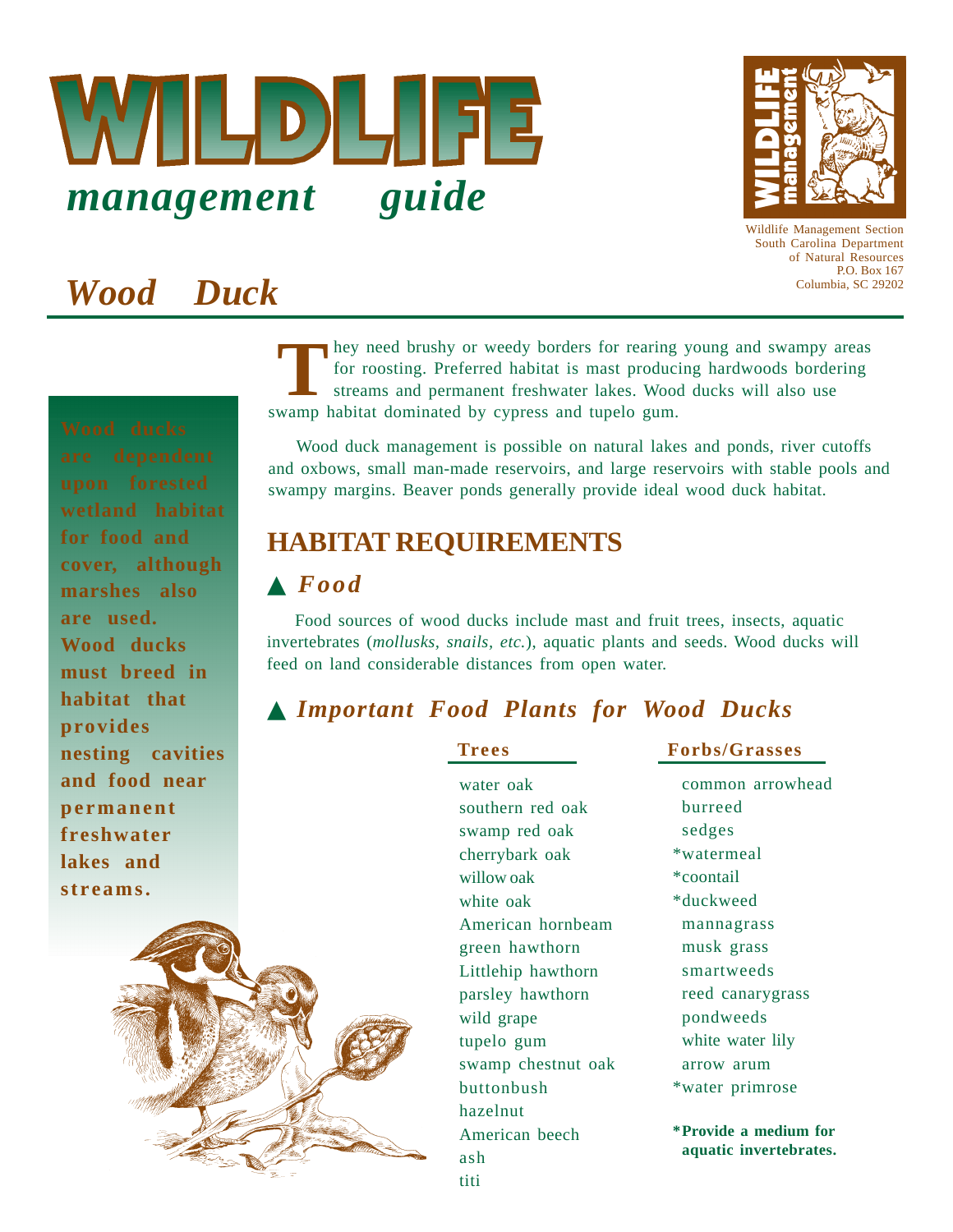# WILDLIFE management guide

Wildlife Management Section
South Carolina Department of Natural Resources
P.O. Box 167
Columbia, SC 29202

# Wood Duck

**Wood ducks are dependent upon forested wetland habitat for food and cover, although marshes also are used. Wood ducks must breed in habitat that provides nesting cavities and food near permanent freshwater lakes and streams.**

They need brushy or weedy borders for rearing young and swampy areas for roosting. Preferred habitat is mast producing hardwoods bordering streams and permanent freshwater lakes. Wood ducks will also use swamp habitat dominated by cypress and tupelo gum.

Wood duck management is possible on natural lakes and ponds, river cutoffs and oxbows, small man-made reservoirs, and large reservoirs with stable pools and swampy margins. Beaver ponds generally provide ideal wood duck habitat.

## HABITAT REQUIREMENTS

### ▲ *Food*

Food sources of wood ducks include mast and fruit trees, insects, aquatic invertebrates (*mollusks, snails, etc.*), aquatic plants and seeds. Wood ducks will feed on land considerable distances from open water.

### ▲ *Important Food Plants for Wood Ducks*

| Trees | Forbs/Grasses |
|---|---|
| water oak | common arrowhead |
| southern red oak | burreed |
| swamp red oak | sedges |
| cherrybark oak | *watermeal |
| willow oak | *coontail |
| white oak | *duckweed |
| American hornbeam | mannagrass |
| green hawthorn | musk grass |
| Littlehip hawthorn | smartweeds |
| parsley hawthorn | reed canarygrass |
| wild grape | pondweeds |
| tupelo gum | white water lily |
| swamp chestnut oak | arrow arum |
| buttonbush | *water primrose |
| hazelnut | |
| American beech | |
| ash | |
| titi | |

**\*Provide a medium for aquatic invertebrates.**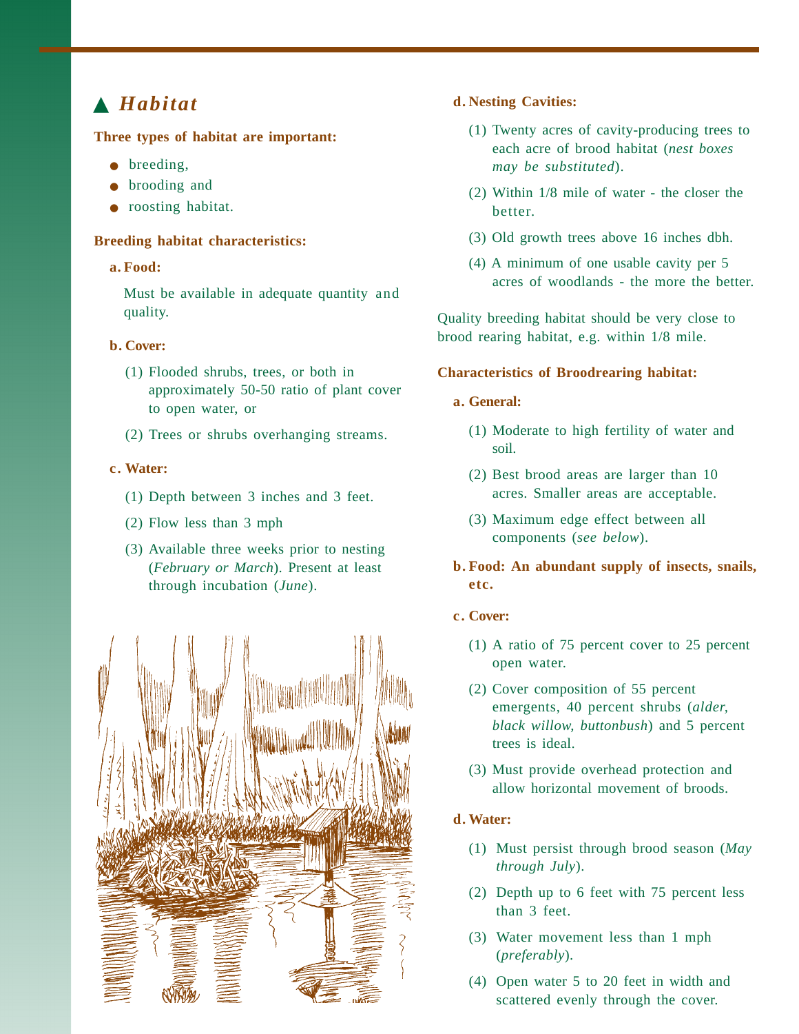## ▲ *Habitat*

**Three types of habitat are important:**

- breeding,
- brooding and
- roosting habitat.

**Breeding habitat characteristics:**

**a. Food:**

Must be available in adequate quantity and quality.

**b. Cover:**

(1) Flooded shrubs, trees, or both in approximately 50-50 ratio of plant cover to open water, or

(2) Trees or shrubs overhanging streams.

**c. Water:**

(1) Depth between 3 inches and 3 feet.

(2) Flow less than 3 mph

(3) Available three weeks prior to nesting (*February or March*). Present at least through incubation (*June*).

**d. Nesting Cavities:**

(1) Twenty acres of cavity-producing trees to each acre of brood habitat (*nest boxes may be substituted*).

(2) Within 1/8 mile of water - the closer the better.

(3) Old growth trees above 16 inches dbh.

(4) A minimum of one usable cavity per 5 acres of woodlands - the more the better.

Quality breeding habitat should be very close to brood rearing habitat, e.g. within 1/8 mile.

**Characteristics of Broodrearing habitat:**

**a. General:**

(1) Moderate to high fertility of water and soil.

(2) Best brood areas are larger than 10 acres. Smaller areas are acceptable.

(3) Maximum edge effect between all components (*see below*).

**b. Food: An abundant supply of insects, snails, etc.**

**c. Cover:**

(1) A ratio of 75 percent cover to 25 percent open water.

(2) Cover composition of 55 percent emergents, 40 percent shrubs (*alder, black willow, buttonbush*) and 5 percent trees is ideal.

(3) Must provide overhead protection and allow horizontal movement of broods.

**d. Water:**

(1) Must persist through brood season (*May through July*).

(2) Depth up to 6 feet with 75 percent less than 3 feet.

(3) Water movement less than 1 mph (*preferably*).

(4) Open water 5 to 20 feet in width and scattered evenly through the cover.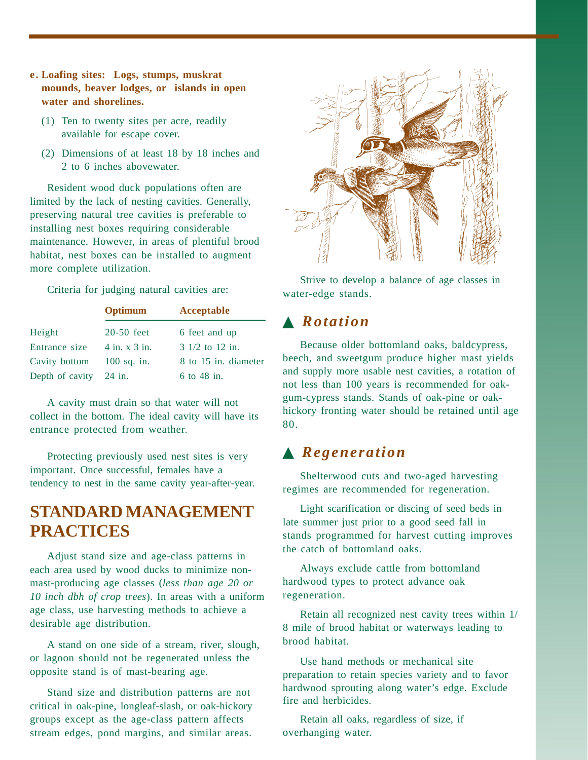**e. Loafing sites: Logs, stumps, muskrat mounds, beaver lodges, or islands in open water and shorelines.**

(1) Ten to twenty sites per acre, readily available for escape cover.

(2) Dimensions of at least 18 by 18 inches and 2 to 6 inches abovewater.

Resident wood duck populations often are limited by the lack of nesting cavities. Generally, preserving natural tree cavities is preferable to installing nest boxes requiring considerable maintenance. However, in areas of plentiful brood habitat, nest boxes can be installed to augment more complete utilization.

Criteria for judging natural cavities are:

| | **Optimum** | **Acceptable** |
|---|---|---|
| Height | 20-50 feet | 6 feet and up |
| Entrance size | 4 in. x 3 in. | 3 1/2 to 12 in. |
| Cavity bottom | 100 sq. in. | 8 to 15 in. diameter |
| Depth of cavity | 24 in. | 6 to 48 in. |

A cavity must drain so that water will not collect in the bottom. The ideal cavity will have its entrance protected from weather.

Protecting previously used nest sites is very important. Once successful, females have a tendency to nest in the same cavity year-after-year.

## STANDARD MANAGEMENT PRACTICES

Adjust stand size and age-class patterns in each area used by wood ducks to minimize non-mast-producing age classes (*less than age 20 or 10 inch dbh of crop trees*). In areas with a uniform age class, use harvesting methods to achieve a desirable age distribution.

A stand on one side of a stream, river, slough, or lagoon should not be regenerated unless the opposite stand is of mast-bearing age.

Stand size and distribution patterns are not critical in oak-pine, longleaf-slash, or oak-hickory groups except as the age-class pattern affects stream edges, pond margins, and similar areas.

Strive to develop a balance of age classes in water-edge stands.

### ▲ *Rotation*

Because older bottomland oaks, baldcypress, beech, and sweetgum produce higher mast yields and supply more usable nest cavities, a rotation of not less than 100 years is recommended for oak-gum-cypress stands. Stands of oak-pine or oak-hickory fronting water should be retained until age 80.

### ▲ *Regeneration*

Shelterwood cuts and two-aged harvesting regimes are recommended for regeneration.

Light scarification or discing of seed beds in late summer just prior to a good seed fall in stands programmed for harvest cutting improves the catch of bottomland oaks.

Always exclude cattle from bottomland hardwood types to protect advance oak regeneration.

Retain all recognized nest cavity trees within 1/8 mile of brood habitat or waterways leading to brood habitat.

Use hand methods or mechanical site preparation to retain species variety and to favor hardwood sprouting along water's edge. Exclude fire and herbicides.

Retain all oaks, regardless of size, if overhanging water.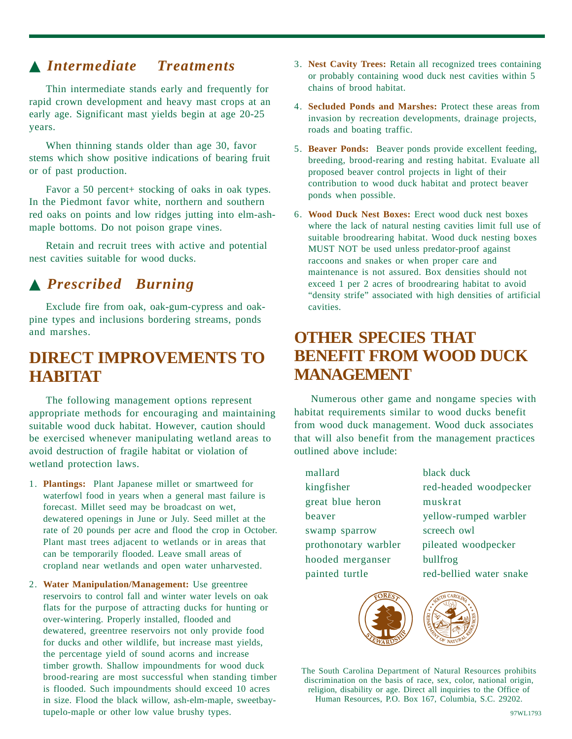## ▲ *Intermediate Treatments*

Thin intermediate stands early and frequently for rapid crown development and heavy mast crops at an early age. Significant mast yields begin at age 20-25 years.

When thinning stands older than age 30, favor stems which show positive indications of bearing fruit or of past production.

Favor a 50 percent+ stocking of oaks in oak types. In the Piedmont favor white, northern and southern red oaks on points and low ridges jutting into elm-ash-maple bottoms. Do not poison grape vines.

Retain and recruit trees with active and potential nest cavities suitable for wood ducks.

## ▲ *Prescribed Burning*

Exclude fire from oak, oak-gum-cypress and oak-pine types and inclusions bordering streams, ponds and marshes.

# DIRECT IMPROVEMENTS TO HABITAT

The following management options represent appropriate methods for encouraging and maintaining suitable wood duck habitat. However, caution should be exercised whenever manipulating wetland areas to avoid destruction of fragile habitat or violation of wetland protection laws.

1. **Plantings:** Plant Japanese millet or smartweed for waterfowl food in years when a general mast failure is forecast. Millet seed may be broadcast on wet, dewatered openings in June or July. Seed millet at the rate of 20 pounds per acre and flood the crop in October. Plant mast trees adjacent to wetlands or in areas that can be temporarily flooded. Leave small areas of cropland near wetlands and open water unharvested.
2. **Water Manipulation/Management:** Use greentree reservoirs to control fall and winter water levels on oak flats for the purpose of attracting ducks for hunting or over-wintering. Properly installed, flooded and dewatered, greentree reservoirs not only provide food for ducks and other wildlife, but increase mast yields, the percentage yield of sound acorns and increase timber growth. Shallow impoundments for wood duck brood-rearing are most successful when standing timber is flooded. Such impoundments should exceed 10 acres in size. Flood the black willow, ash-elm-maple, sweetbay-tupelo-maple or other low value brushy types.
3. **Nest Cavity Trees:** Retain all recognized trees containing or probably containing wood duck nest cavities within 5 chains of brood habitat.
4. **Secluded Ponds and Marshes:** Protect these areas from invasion by recreation developments, drainage projects, roads and boating traffic.
5. **Beaver Ponds:** Beaver ponds provide excellent feeding, breeding, brood-rearing and resting habitat. Evaluate all proposed beaver control projects in light of their contribution to wood duck habitat and protect beaver ponds when possible.
6. **Wood Duck Nest Boxes:** Erect wood duck nest boxes where the lack of natural nesting cavities limit full use of suitable broodrearing habitat. Wood duck nesting boxes MUST NOT be used unless predator-proof against raccoons and snakes or when proper care and maintenance is not assured. Box densities should not exceed 1 per 2 acres of broodrearing habitat to avoid "density strife" associated with high densities of artificial cavities.

# OTHER SPECIES THAT BENEFIT FROM WOOD DUCK MANAGEMENT

Numerous other game and nongame species with habitat requirements similar to wood ducks benefit from wood duck management. Wood duck associates that will also benefit from the management practices outlined above include:

| | |
|---|---|
| mallard | black duck |
| kingfisher | red-headed woodpecker |
| great blue heron | muskrat |
| beaver | yellow-rumped warbler |
| swamp sparrow | screech owl |
| prothonotary warbler | pileated woodpecker |
| hooded merganser | bullfrog |
| painted turtle | red-bellied water snake |

The South Carolina Department of Natural Resources prohibits discrimination on the basis of race, sex, color, national origin, religion, disability or age. Direct all inquiries to the Office of Human Resources, P.O. Box 167, Columbia, S.C. 29202.

97WL1793